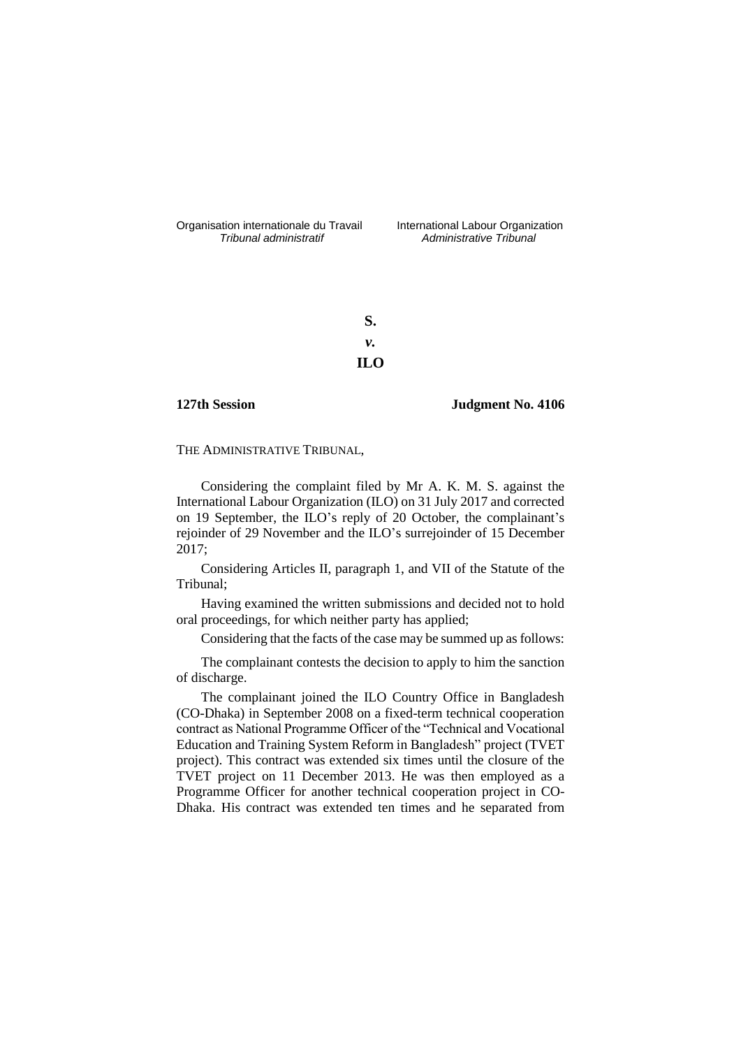Organisation internationale du Travail
*Tribunal administratif*

International Labour Organization
*Administrative Tribunal*

**S.**

***v.***

**ILO**

**127th Session** **Judgment No. 4106**

THE ADMINISTRATIVE TRIBUNAL,

Considering the complaint filed by Mr A. K. M. S. against the International Labour Organization (ILO) on 31 July 2017 and corrected on 19 September, the ILO's reply of 20 October, the complainant's rejoinder of 29 November and the ILO's surrejoinder of 15 December 2017;

Considering Articles II, paragraph 1, and VII of the Statute of the Tribunal;

Having examined the written submissions and decided not to hold oral proceedings, for which neither party has applied;

Considering that the facts of the case may be summed up as follows:

The complainant contests the decision to apply to him the sanction of discharge.

The complainant joined the ILO Country Office in Bangladesh (CO-Dhaka) in September 2008 on a fixed-term technical cooperation contract as National Programme Officer of the "Technical and Vocational Education and Training System Reform in Bangladesh" project (TVET project). This contract was extended six times until the closure of the TVET project on 11 December 2013. He was then employed as a Programme Officer for another technical cooperation project in CO-Dhaka. His contract was extended ten times and he separated from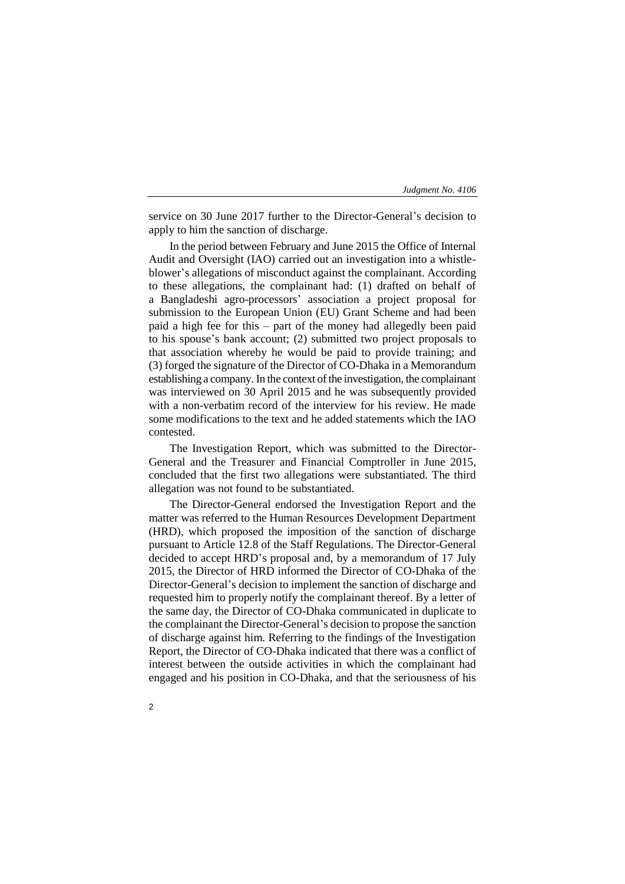service on 30 June 2017 further to the Director-General's decision to apply to him the sanction of discharge.

In the period between February and June 2015 the Office of Internal Audit and Oversight (IAO) carried out an investigation into a whistle-blower's allegations of misconduct against the complainant. According to these allegations, the complainant had: (1) drafted on behalf of a Bangladeshi agro-processors' association a project proposal for submission to the European Union (EU) Grant Scheme and had been paid a high fee for this – part of the money had allegedly been paid to his spouse's bank account; (2) submitted two project proposals to that association whereby he would be paid to provide training; and (3) forged the signature of the Director of CO-Dhaka in a Memorandum establishing a company. In the context of the investigation, the complainant was interviewed on 30 April 2015 and he was subsequently provided with a non-verbatim record of the interview for his review. He made some modifications to the text and he added statements which the IAO contested.

The Investigation Report, which was submitted to the Director-General and the Treasurer and Financial Comptroller in June 2015, concluded that the first two allegations were substantiated. The third allegation was not found to be substantiated.

The Director-General endorsed the Investigation Report and the matter was referred to the Human Resources Development Department (HRD), which proposed the imposition of the sanction of discharge pursuant to Article 12.8 of the Staff Regulations. The Director-General decided to accept HRD's proposal and, by a memorandum of 17 July 2015, the Director of HRD informed the Director of CO-Dhaka of the Director-General's decision to implement the sanction of discharge and requested him to properly notify the complainant thereof. By a letter of the same day, the Director of CO-Dhaka communicated in duplicate to the complainant the Director-General's decision to propose the sanction of discharge against him. Referring to the findings of the Investigation Report, the Director of CO-Dhaka indicated that there was a conflict of interest between the outside activities in which the complainant had engaged and his position in CO-Dhaka, and that the seriousness of his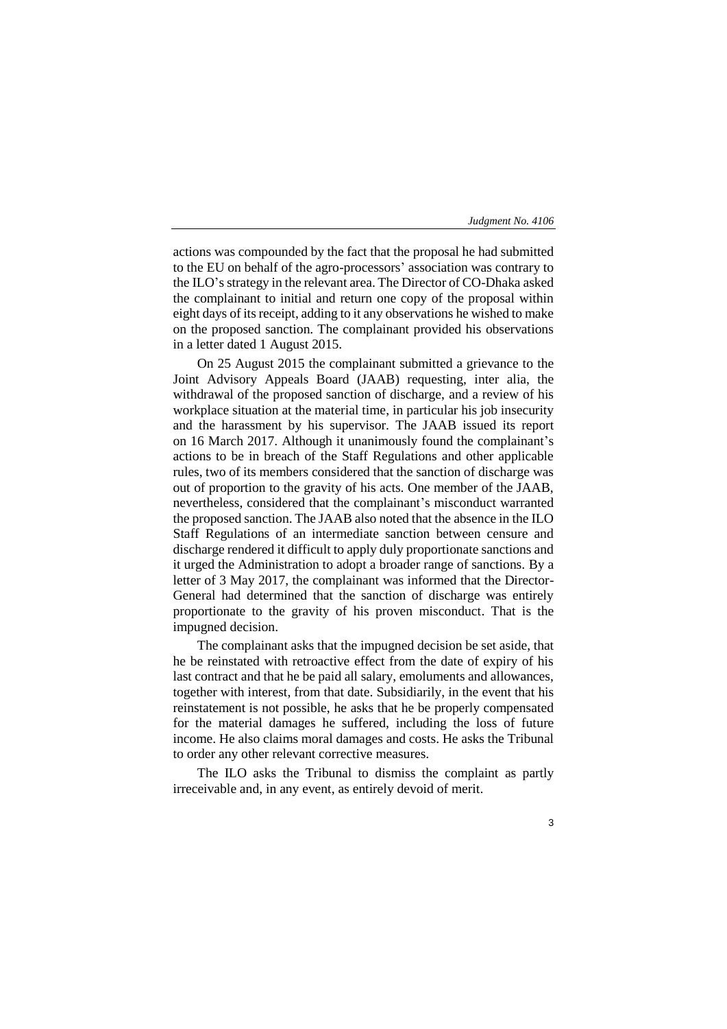actions was compounded by the fact that the proposal he had submitted to the EU on behalf of the agro-processors' association was contrary to the ILO's strategy in the relevant area. The Director of CO-Dhaka asked the complainant to initial and return one copy of the proposal within eight days of its receipt, adding to it any observations he wished to make on the proposed sanction. The complainant provided his observations in a letter dated 1 August 2015.

On 25 August 2015 the complainant submitted a grievance to the Joint Advisory Appeals Board (JAAB) requesting, inter alia, the withdrawal of the proposed sanction of discharge, and a review of his workplace situation at the material time, in particular his job insecurity and the harassment by his supervisor. The JAAB issued its report on 16 March 2017. Although it unanimously found the complainant's actions to be in breach of the Staff Regulations and other applicable rules, two of its members considered that the sanction of discharge was out of proportion to the gravity of his acts. One member of the JAAB, nevertheless, considered that the complainant's misconduct warranted the proposed sanction. The JAAB also noted that the absence in the ILO Staff Regulations of an intermediate sanction between censure and discharge rendered it difficult to apply duly proportionate sanctions and it urged the Administration to adopt a broader range of sanctions. By a letter of 3 May 2017, the complainant was informed that the Director-General had determined that the sanction of discharge was entirely proportionate to the gravity of his proven misconduct. That is the impugned decision.

The complainant asks that the impugned decision be set aside, that he be reinstated with retroactive effect from the date of expiry of his last contract and that he be paid all salary, emoluments and allowances, together with interest, from that date. Subsidiarily, in the event that his reinstatement is not possible, he asks that he be properly compensated for the material damages he suffered, including the loss of future income. He also claims moral damages and costs. He asks the Tribunal to order any other relevant corrective measures.

The ILO asks the Tribunal to dismiss the complaint as partly irreceivable and, in any event, as entirely devoid of merit.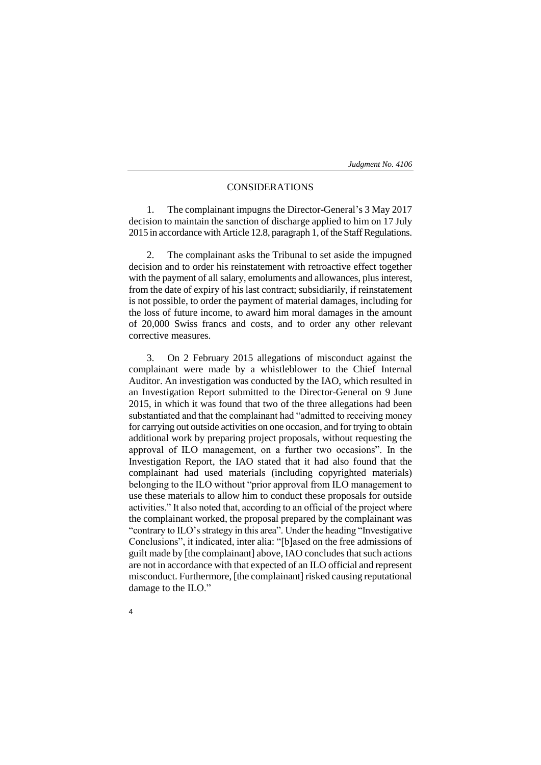## CONSIDERATIONS

1. The complainant impugns the Director-General's 3 May 2017 decision to maintain the sanction of discharge applied to him on 17 July 2015 in accordance with Article 12.8, paragraph 1, of the Staff Regulations.

2. The complainant asks the Tribunal to set aside the impugned decision and to order his reinstatement with retroactive effect together with the payment of all salary, emoluments and allowances, plus interest, from the date of expiry of his last contract; subsidiarily, if reinstatement is not possible, to order the payment of material damages, including for the loss of future income, to award him moral damages in the amount of 20,000 Swiss francs and costs, and to order any other relevant corrective measures.

3. On 2 February 2015 allegations of misconduct against the complainant were made by a whistleblower to the Chief Internal Auditor. An investigation was conducted by the IAO, which resulted in an Investigation Report submitted to the Director-General on 9 June 2015, in which it was found that two of the three allegations had been substantiated and that the complainant had "admitted to receiving money for carrying out outside activities on one occasion, and for trying to obtain additional work by preparing project proposals, without requesting the approval of ILO management, on a further two occasions". In the Investigation Report, the IAO stated that it had also found that the complainant had used materials (including copyrighted materials) belonging to the ILO without "prior approval from ILO management to use these materials to allow him to conduct these proposals for outside activities." It also noted that, according to an official of the project where the complainant worked, the proposal prepared by the complainant was "contrary to ILO's strategy in this area". Under the heading "Investigative Conclusions", it indicated, inter alia: "[b]ased on the free admissions of guilt made by [the complainant] above, IAO concludes that such actions are not in accordance with that expected of an ILO official and represent misconduct. Furthermore, [the complainant] risked causing reputational damage to the ILO."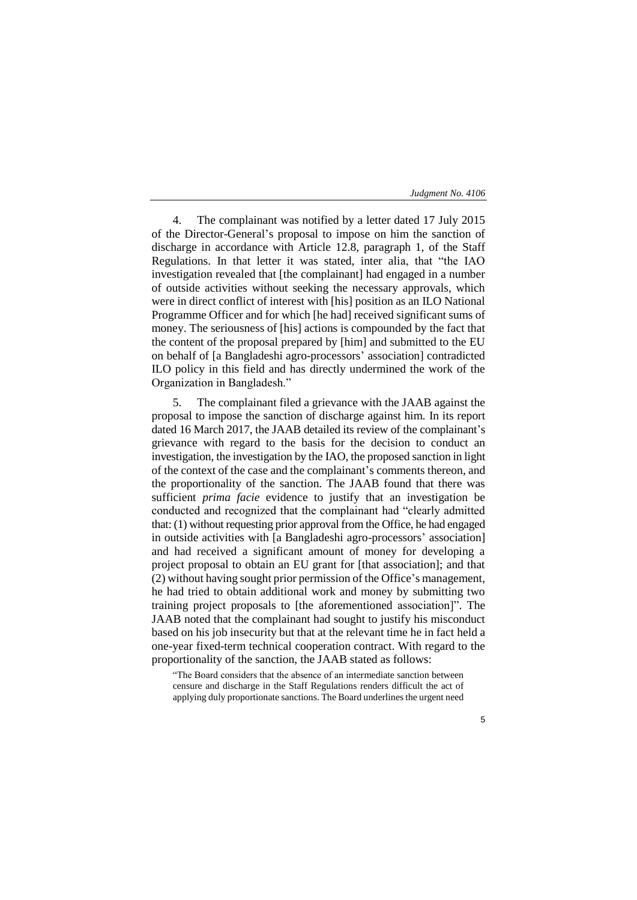4. The complainant was notified by a letter dated 17 July 2015 of the Director-General's proposal to impose on him the sanction of discharge in accordance with Article 12.8, paragraph 1, of the Staff Regulations. In that letter it was stated, inter alia, that "the IAO investigation revealed that [the complainant] had engaged in a number of outside activities without seeking the necessary approvals, which were in direct conflict of interest with [his] position as an ILO National Programme Officer and for which [he had] received significant sums of money. The seriousness of [his] actions is compounded by the fact that the content of the proposal prepared by [him] and submitted to the EU on behalf of [a Bangladeshi agro-processors' association] contradicted ILO policy in this field and has directly undermined the work of the Organization in Bangladesh."

5. The complainant filed a grievance with the JAAB against the proposal to impose the sanction of discharge against him. In its report dated 16 March 2017, the JAAB detailed its review of the complainant's grievance with regard to the basis for the decision to conduct an investigation, the investigation by the IAO, the proposed sanction in light of the context of the case and the complainant's comments thereon, and the proportionality of the sanction. The JAAB found that there was sufficient *prima facie* evidence to justify that an investigation be conducted and recognized that the complainant had "clearly admitted that: (1) without requesting prior approval from the Office, he had engaged in outside activities with [a Bangladeshi agro-processors' association] and had received a significant amount of money for developing a project proposal to obtain an EU grant for [that association]; and that (2) without having sought prior permission of the Office's management, he had tried to obtain additional work and money by submitting two training project proposals to [the aforementioned association]". The JAAB noted that the complainant had sought to justify his misconduct based on his job insecurity but that at the relevant time he in fact held a one-year fixed-term technical cooperation contract. With regard to the proportionality of the sanction, the JAAB stated as follows:

> "The Board considers that the absence of an intermediate sanction between censure and discharge in the Staff Regulations renders difficult the act of applying duly proportionate sanctions. The Board underlines the urgent need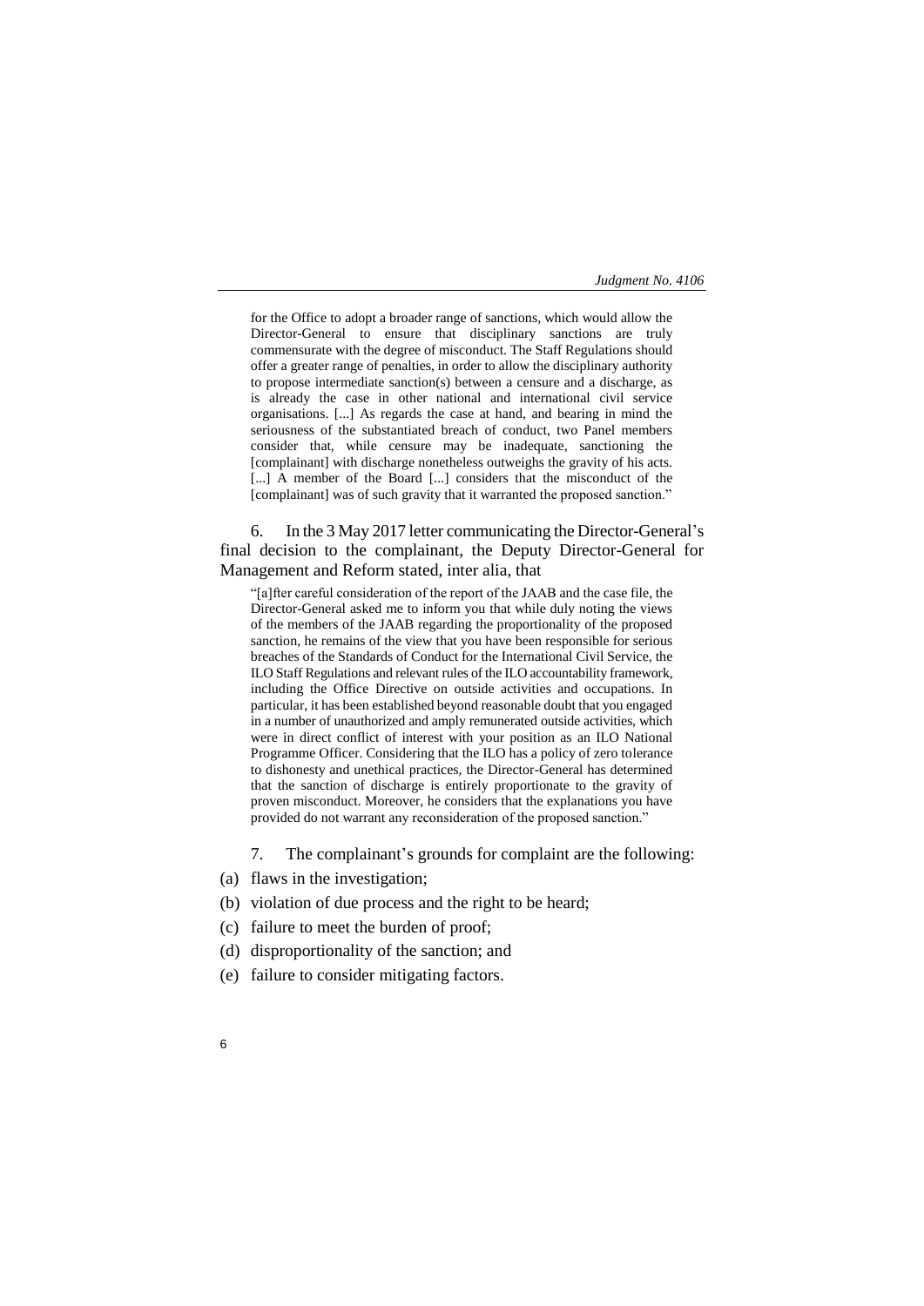for the Office to adopt a broader range of sanctions, which would allow the Director-General to ensure that disciplinary sanctions are truly commensurate with the degree of misconduct. The Staff Regulations should offer a greater range of penalties, in order to allow the disciplinary authority to propose intermediate sanction(s) between a censure and a discharge, as is already the case in other national and international civil service organisations. [...] As regards the case at hand, and bearing in mind the seriousness of the substantiated breach of conduct, two Panel members consider that, while censure may be inadequate, sanctioning the [complainant] with discharge nonetheless outweighs the gravity of his acts. [...] A member of the Board [...] considers that the misconduct of the [complainant] was of such gravity that it warranted the proposed sanction."

6. In the 3 May 2017 letter communicating the Director-General's final decision to the complainant, the Deputy Director-General for Management and Reform stated, inter alia, that

"[a]fter careful consideration of the report of the JAAB and the case file, the Director-General asked me to inform you that while duly noting the views of the members of the JAAB regarding the proportionality of the proposed sanction, he remains of the view that you have been responsible for serious breaches of the Standards of Conduct for the International Civil Service, the ILO Staff Regulations and relevant rules of the ILO accountability framework, including the Office Directive on outside activities and occupations. In particular, it has been established beyond reasonable doubt that you engaged in a number of unauthorized and amply remunerated outside activities, which were in direct conflict of interest with your position as an ILO National Programme Officer. Considering that the ILO has a policy of zero tolerance to dishonesty and unethical practices, the Director-General has determined that the sanction of discharge is entirely proportionate to the gravity of proven misconduct. Moreover, he considers that the explanations you have provided do not warrant any reconsideration of the proposed sanction."

7. The complainant's grounds for complaint are the following:

(a) flaws in the investigation;

(b) violation of due process and the right to be heard;

(c) failure to meet the burden of proof;

(d) disproportionality of the sanction; and

(e) failure to consider mitigating factors.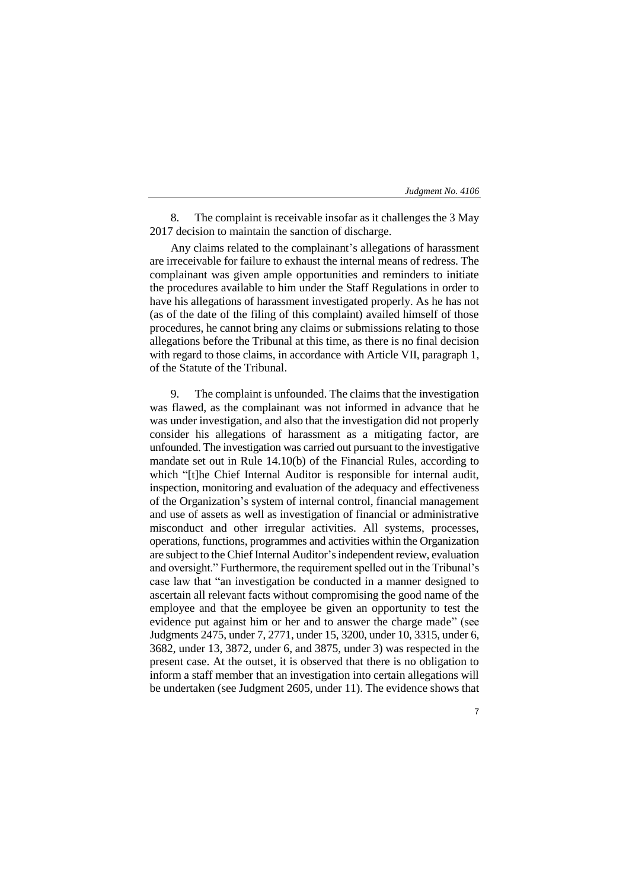8. The complaint is receivable insofar as it challenges the 3 May 2017 decision to maintain the sanction of discharge.

Any claims related to the complainant's allegations of harassment are irreceivable for failure to exhaust the internal means of redress. The complainant was given ample opportunities and reminders to initiate the procedures available to him under the Staff Regulations in order to have his allegations of harassment investigated properly. As he has not (as of the date of the filing of this complaint) availed himself of those procedures, he cannot bring any claims or submissions relating to those allegations before the Tribunal at this time, as there is no final decision with regard to those claims, in accordance with Article VII, paragraph 1, of the Statute of the Tribunal.

9. The complaint is unfounded. The claims that the investigation was flawed, as the complainant was not informed in advance that he was under investigation, and also that the investigation did not properly consider his allegations of harassment as a mitigating factor, are unfounded. The investigation was carried out pursuant to the investigative mandate set out in Rule 14.10(b) of the Financial Rules, according to which "[t]he Chief Internal Auditor is responsible for internal audit, inspection, monitoring and evaluation of the adequacy and effectiveness of the Organization's system of internal control, financial management and use of assets as well as investigation of financial or administrative misconduct and other irregular activities. All systems, processes, operations, functions, programmes and activities within the Organization are subject to the Chief Internal Auditor's independent review, evaluation and oversight." Furthermore, the requirement spelled out in the Tribunal's case law that "an investigation be conducted in a manner designed to ascertain all relevant facts without compromising the good name of the employee and that the employee be given an opportunity to test the evidence put against him or her and to answer the charge made" (see Judgments 2475, under 7, 2771, under 15, 3200, under 10, 3315, under 6, 3682, under 13, 3872, under 6, and 3875, under 3) was respected in the present case. At the outset, it is observed that there is no obligation to inform a staff member that an investigation into certain allegations will be undertaken (see Judgment 2605, under 11). The evidence shows that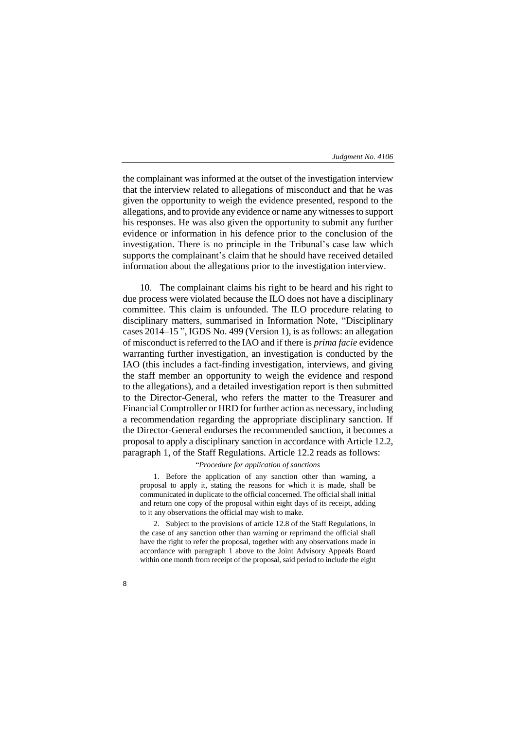the complainant was informed at the outset of the investigation interview that the interview related to allegations of misconduct and that he was given the opportunity to weigh the evidence presented, respond to the allegations, and to provide any evidence or name any witnesses to support his responses. He was also given the opportunity to submit any further evidence or information in his defence prior to the conclusion of the investigation. There is no principle in the Tribunal's case law which supports the complainant's claim that he should have received detailed information about the allegations prior to the investigation interview.

10. The complainant claims his right to be heard and his right to due process were violated because the ILO does not have a disciplinary committee. This claim is unfounded. The ILO procedure relating to disciplinary matters, summarised in Information Note, "Disciplinary cases 2014–15 ", IGDS No. 499 (Version 1), is as follows: an allegation of misconduct is referred to the IAO and if there is *prima facie* evidence warranting further investigation, an investigation is conducted by the IAO (this includes a fact-finding investigation, interviews, and giving the staff member an opportunity to weigh the evidence and respond to the allegations), and a detailed investigation report is then submitted to the Director-General, who refers the matter to the Treasurer and Financial Comptroller or HRD for further action as necessary, including a recommendation regarding the appropriate disciplinary sanction. If the Director-General endorses the recommended sanction, it becomes a proposal to apply a disciplinary sanction in accordance with Article 12.2, paragraph 1, of the Staff Regulations. Article 12.2 reads as follows:

> "*Procedure for application of sanctions*
>
> 1. Before the application of any sanction other than warning, a proposal to apply it, stating the reasons for which it is made, shall be communicated in duplicate to the official concerned. The official shall initial and return one copy of the proposal within eight days of its receipt, adding to it any observations the official may wish to make.
>
> 2. Subject to the provisions of article 12.8 of the Staff Regulations, in the case of any sanction other than warning or reprimand the official shall have the right to refer the proposal, together with any observations made in accordance with paragraph 1 above to the Joint Advisory Appeals Board within one month from receipt of the proposal, said period to include the eight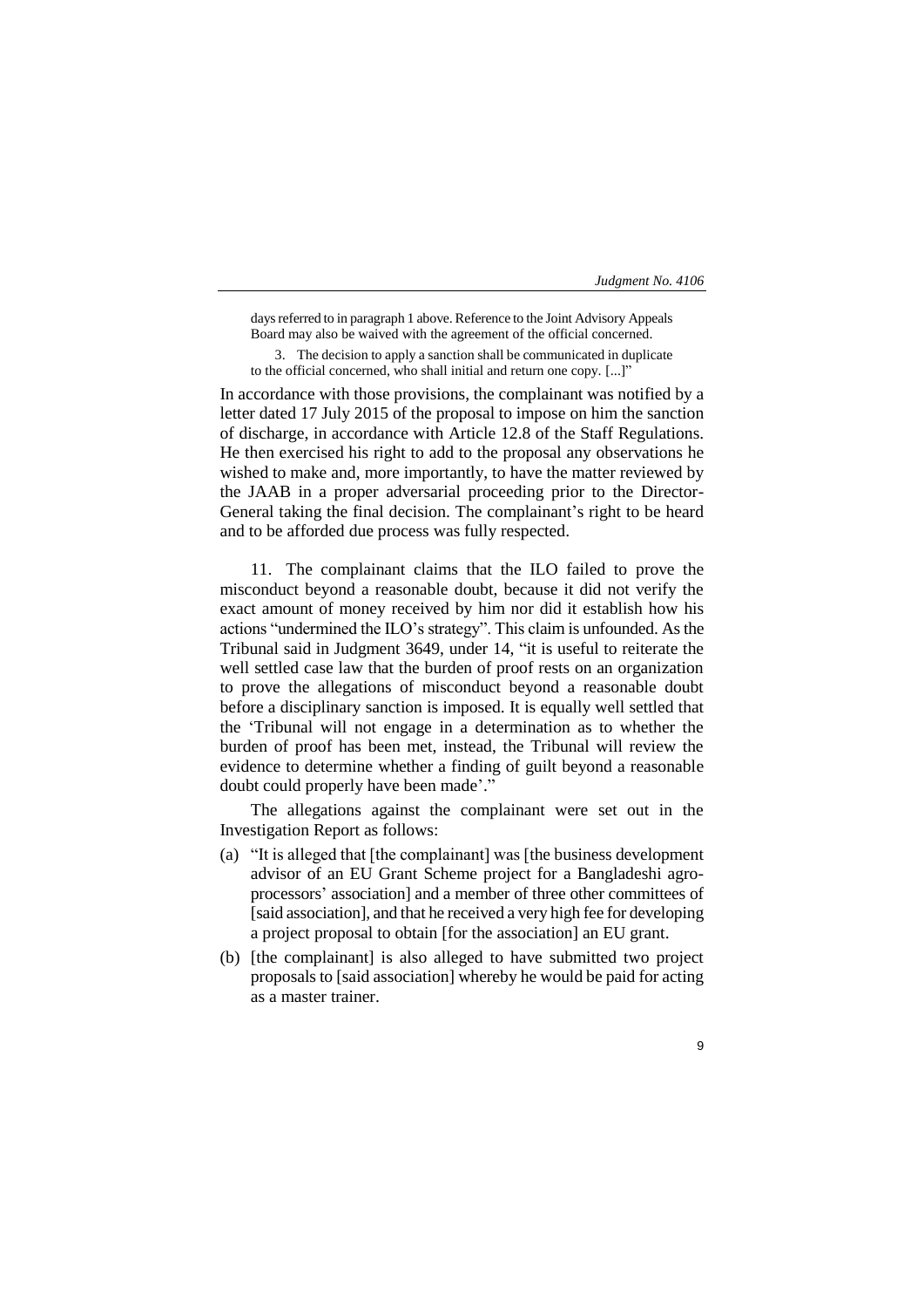days referred to in paragraph 1 above. Reference to the Joint Advisory Appeals Board may also be waived with the agreement of the official concerned.

> 3. The decision to apply a sanction shall be communicated in duplicate to the official concerned, who shall initial and return one copy. [...]"

In accordance with those provisions, the complainant was notified by a letter dated 17 July 2015 of the proposal to impose on him the sanction of discharge, in accordance with Article 12.8 of the Staff Regulations. He then exercised his right to add to the proposal any observations he wished to make and, more importantly, to have the matter reviewed by the JAAB in a proper adversarial proceeding prior to the Director-General taking the final decision. The complainant's right to be heard and to be afforded due process was fully respected.

11. The complainant claims that the ILO failed to prove the misconduct beyond a reasonable doubt, because it did not verify the exact amount of money received by him nor did it establish how his actions "undermined the ILO's strategy". This claim is unfounded. As the Tribunal said in Judgment 3649, under 14, "it is useful to reiterate the well settled case law that the burden of proof rests on an organization to prove the allegations of misconduct beyond a reasonable doubt before a disciplinary sanction is imposed. It is equally well settled that the 'Tribunal will not engage in a determination as to whether the burden of proof has been met, instead, the Tribunal will review the evidence to determine whether a finding of guilt beyond a reasonable doubt could properly have been made'."

The allegations against the complainant were set out in the Investigation Report as follows:

(a) "It is alleged that [the complainant] was [the business development advisor of an EU Grant Scheme project for a Bangladeshi agro-processors' association] and a member of three other committees of [said association], and that he received a very high fee for developing a project proposal to obtain [for the association] an EU grant.

(b) [the complainant] is also alleged to have submitted two project proposals to [said association] whereby he would be paid for acting as a master trainer.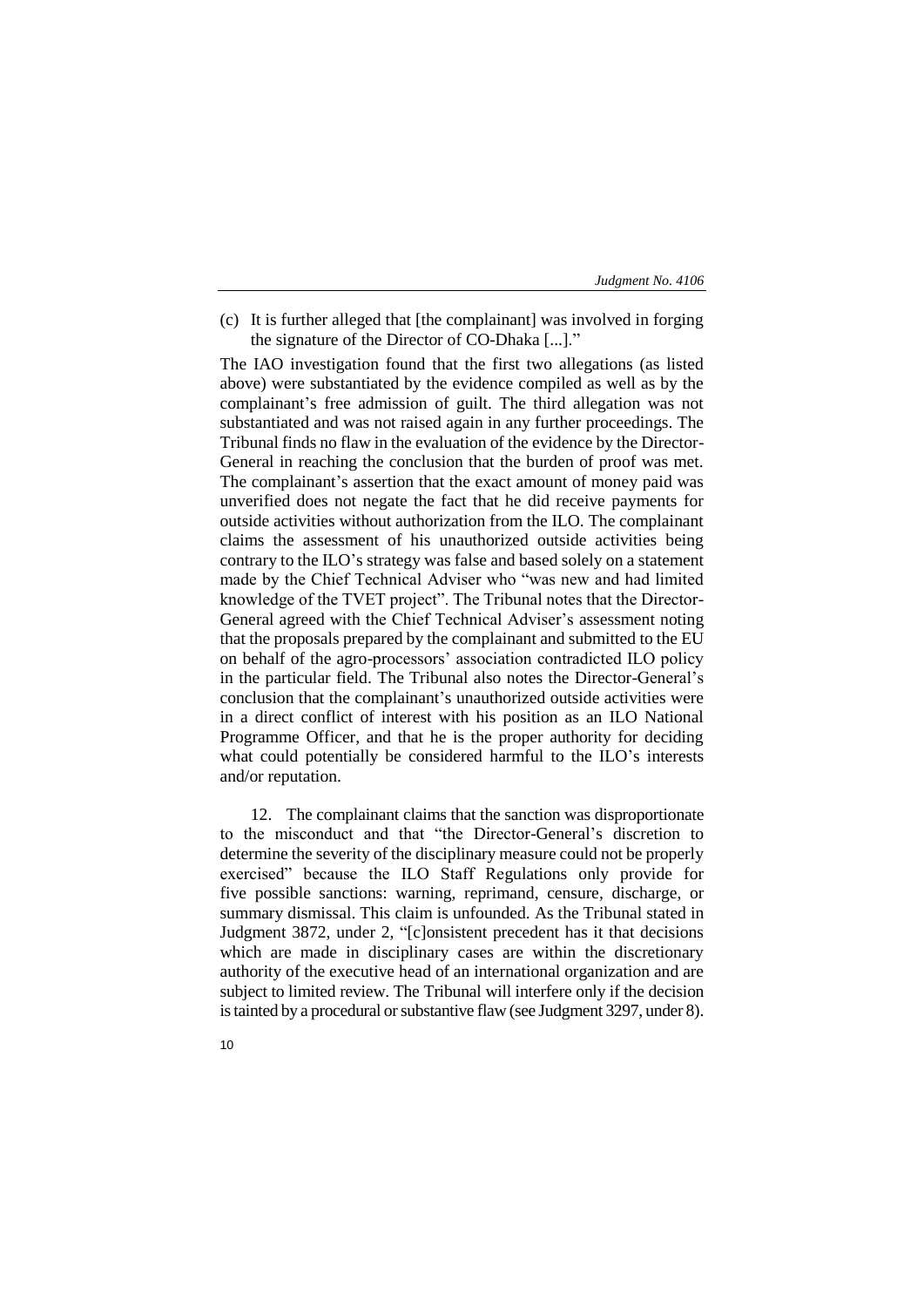(c) It is further alleged that [the complainant] was involved in forging the signature of the Director of CO-Dhaka [...]."

The IAO investigation found that the first two allegations (as listed above) were substantiated by the evidence compiled as well as by the complainant's free admission of guilt. The third allegation was not substantiated and was not raised again in any further proceedings. The Tribunal finds no flaw in the evaluation of the evidence by the Director-General in reaching the conclusion that the burden of proof was met. The complainant's assertion that the exact amount of money paid was unverified does not negate the fact that he did receive payments for outside activities without authorization from the ILO. The complainant claims the assessment of his unauthorized outside activities being contrary to the ILO's strategy was false and based solely on a statement made by the Chief Technical Adviser who "was new and had limited knowledge of the TVET project". The Tribunal notes that the Director-General agreed with the Chief Technical Adviser's assessment noting that the proposals prepared by the complainant and submitted to the EU on behalf of the agro-processors' association contradicted ILO policy in the particular field. The Tribunal also notes the Director-General's conclusion that the complainant's unauthorized outside activities were in a direct conflict of interest with his position as an ILO National Programme Officer, and that he is the proper authority for deciding what could potentially be considered harmful to the ILO's interests and/or reputation.

12. The complainant claims that the sanction was disproportionate to the misconduct and that "the Director-General's discretion to determine the severity of the disciplinary measure could not be properly exercised" because the ILO Staff Regulations only provide for five possible sanctions: warning, reprimand, censure, discharge, or summary dismissal. This claim is unfounded. As the Tribunal stated in Judgment 3872, under 2, "[c]onsistent precedent has it that decisions which are made in disciplinary cases are within the discretionary authority of the executive head of an international organization and are subject to limited review. The Tribunal will interfere only if the decision is tainted by a procedural or substantive flaw (see Judgment 3297, under 8).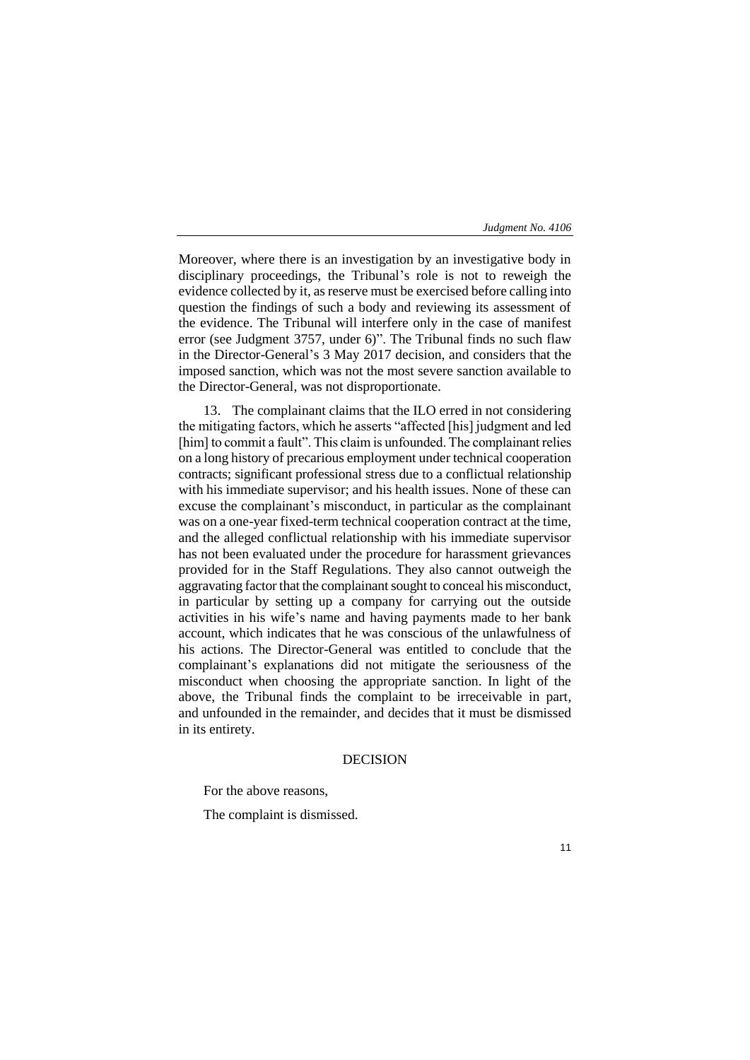Moreover, where there is an investigation by an investigative body in disciplinary proceedings, the Tribunal's role is not to reweigh the evidence collected by it, as reserve must be exercised before calling into question the findings of such a body and reviewing its assessment of the evidence. The Tribunal will interfere only in the case of manifest error (see Judgment 3757, under 6)". The Tribunal finds no such flaw in the Director-General's 3 May 2017 decision, and considers that the imposed sanction, which was not the most severe sanction available to the Director-General, was not disproportionate.

13. The complainant claims that the ILO erred in not considering the mitigating factors, which he asserts "affected [his] judgment and led [him] to commit a fault". This claim is unfounded. The complainant relies on a long history of precarious employment under technical cooperation contracts; significant professional stress due to a conflictual relationship with his immediate supervisor; and his health issues. None of these can excuse the complainant's misconduct, in particular as the complainant was on a one-year fixed-term technical cooperation contract at the time, and the alleged conflictual relationship with his immediate supervisor has not been evaluated under the procedure for harassment grievances provided for in the Staff Regulations. They also cannot outweigh the aggravating factor that the complainant sought to conceal his misconduct, in particular by setting up a company for carrying out the outside activities in his wife's name and having payments made to her bank account, which indicates that he was conscious of the unlawfulness of his actions. The Director-General was entitled to conclude that the complainant's explanations did not mitigate the seriousness of the misconduct when choosing the appropriate sanction. In light of the above, the Tribunal finds the complaint to be irreceivable in part, and unfounded in the remainder, and decides that it must be dismissed in its entirety.

## DECISION

For the above reasons,

The complaint is dismissed.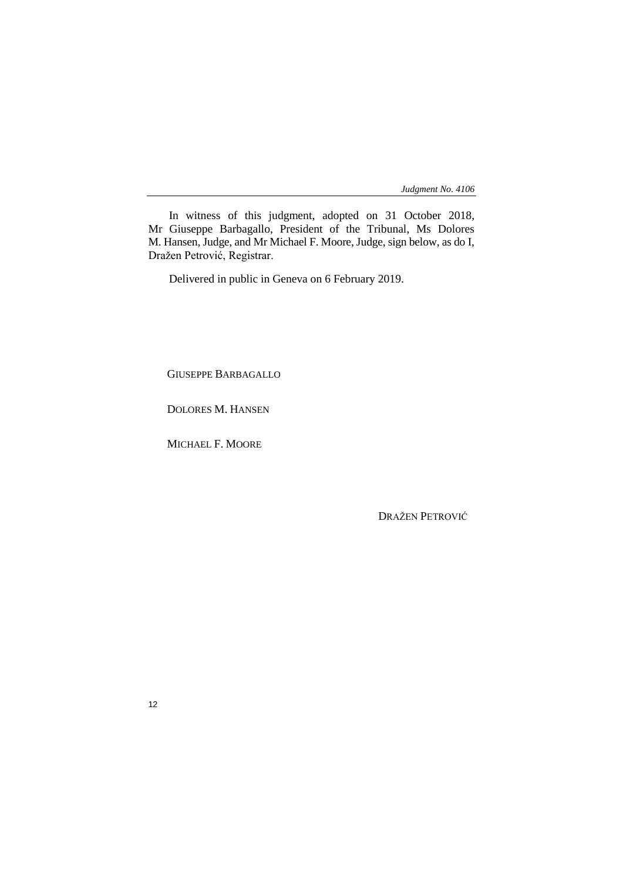In witness of this judgment, adopted on 31 October 2018, Mr Giuseppe Barbagallo, President of the Tribunal, Ms Dolores M. Hansen, Judge, and Mr Michael F. Moore, Judge, sign below, as do I, Dražen Petrović, Registrar.

Delivered in public in Geneva on 6 February 2019.

GIUSEPPE BARBAGALLO

DOLORES M. HANSEN

MICHAEL F. MOORE

DRAŽEN PETROVIĆ